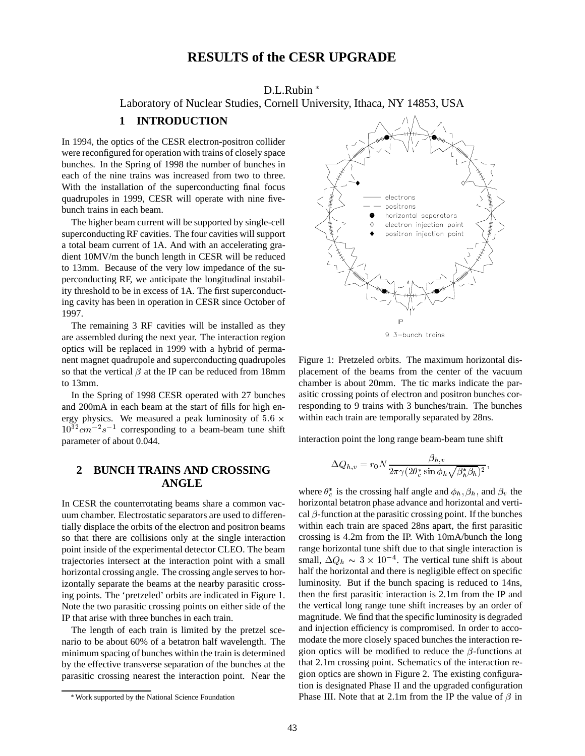# RESULTS of the CESR UPGRADE

D.L.Rubin [*]

Laboratory of Nuclear Studies, Cornell University, Ithaca, NY 14853, USA

## 1 INTRODUCTION

In 1994, the optics of the CESR electron-positron collider were reconfigured for operation with trains of closely space bunches. In the Spring of 1998 the number of bunches in each of the nine trains was increased from two to three. With the installation of the superconducting final focus quadrupoles in 1999, CESR will operate with nine five-bunch trains in each beam.

The higher beam current will be supported by single-cell superconducting RF cavities. The four cavities will support a total beam current of 1A. And with an accelerating gradient 10MV/m the bunch length in CESR will be reduced to 13mm. Because of the very low impedance of the superconducting RF, we anticipate the longitudinal instability threshold to be in excess of 1A. The first superconducting cavity has been in operation in CESR since October of 1997.

The remaining 3 RF cavities will be installed as they are assembled during the next year. The interaction region optics will be replaced in 1999 with a hybrid of permanent magnet quadrupole and superconducting quadrupoles so that the vertical $\beta$ at the IP can be reduced from 18mm to 13mm.

In the Spring of 1998 CESR operated with 27 bunches and 200mA in each beam at the start of fills for high energy physics. We measured a peak luminosity of $5.6 \times 10^{32} cm^{-2}s^{-1}$ corresponding to a beam-beam tune shift parameter of about 0.044.

## 2 BUNCH TRAINS AND CROSSING ANGLE

In CESR the counterrotating beams share a common vacuum chamber. Electrostatic separators are used to differentially displace the orbits of the electron and positron beams so that there are collisions only at the single interaction point inside of the experimental detector CLEO. The beam trajectories intersect at the interaction point with a small horizontal crossing angle. The crossing angle serves to horizontally separate the beams at the nearby parasitic crossing points. The 'pretzeled' orbits are indicated in Figure 1. Note the two parasitic crossing points on either side of the IP that arise with three bunches in each train.

The length of each train is limited by the pretzel scenario to be about 60% of a betatron half wavelength. The minimum spacing of bunches within the train is determined by the effective transverse separation of the bunches at the parasitic crossing nearest the interaction point. Near the interaction point the long range beam-beam tune shift

Figure 1: Pretzeled orbits. The maximum horizontal displacement of the beams from the center of the vacuum chamber is about 20mm. The tic marks indicate the parasitic crossing points of electron and positron bunches corresponding to 9 trains with 3 bunches/train. The bunches within each train are temporally separated by 28ns.

$$\Delta Q_{h,v} = r_0 N \frac{\beta_{h,v}}{2\pi\gamma(2\theta_c^* \sin\phi_h \sqrt{\beta_h^* \beta_h})^2},$$

where $\theta_c^*$ is the crossing half angle and $\phi_h, \beta_h$, and $\beta_v$ the horizontal betatron phase advance and horizontal and vertical $\beta$-function at the parasitic crossing point. If the bunches within each train are spaced 28ns apart, the first parasitic crossing is 4.2m from the IP. With 10mA/bunch the long range horizontal tune shift due to that single interaction is small, $\Delta Q_h \sim 3 \times 10^{-4}$. The vertical tune shift is about half the horizontal and there is negligible effect on specific luminosity. But if the bunch spacing is reduced to 14ns, then the first parasitic interaction is 2.1m from the IP and the vertical long range tune shift increases by an order of magnitude. We find that the specific luminosity is degraded and injection efficiency is compromised. In order to accomodate the more closely spaced bunches the interaction region optics will be modified to reduce the $\beta$-functions at that 2.1m crossing point. Schematics of the interaction region optics are shown in Figure 2. The existing configuration is designated Phase II and the upgraded configuration Phase III. Note that at 2.1m from the IP the value of $\beta$ in

[*] Work supported by the National Science Foundation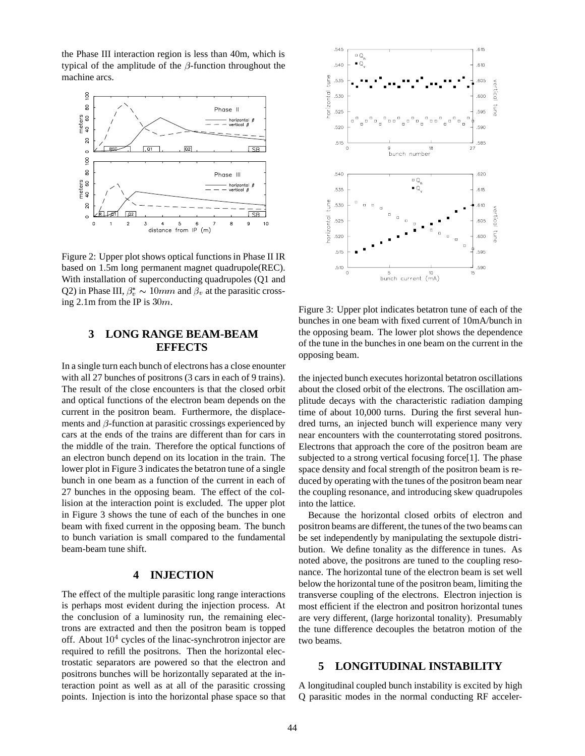the Phase III interaction region is less than 40m, which is typical of the amplitude of the $\beta$-function throughout the machine arcs.

Figure 2: Upper plot shows optical functions in Phase II IR based on 1.5m long permanent magnet quadrupole(REC). With installation of superconducting quadrupoles (Q1 and Q2) in Phase III, $\beta_v^* \sim 10mm$ and $\beta_v$ at the parasitic crossing 2.1m from the IP is $30m$.

## 3 LONG RANGE BEAM-BEAM EFFECTS

In a single turn each bunch of electrons has a close enounter with all 27 bunches of positrons (3 cars in each of 9 trains). The result of the close encounters is that the closed orbit and optical functions of the electron beam depends on the current in the positron beam. Furthermore, the displacements and $\beta$-function at parasitic crossings experienced by cars at the ends of the trains are different than for cars in the middle of the train. Therefore the optical functions of an electron bunch depend on its location in the train. The lower plot in Figure 3 indicates the betatron tune of a single bunch in one beam as a function of the current in each of 27 bunches in the opposing beam. The effect of the collision at the interaction point is excluded. The upper plot in Figure 3 shows the tune of each of the bunches in one beam with fixed current in the opposing beam. The bunch to bunch variation is small compared to the fundamental beam-beam tune shift.

## 4 INJECTION

The effect of the multiple parasitic long range interactions is perhaps most evident during the injection process. At the conclusion of a luminosity run, the remaining electrons are extracted and then the positron beam is topped off. About $10^4$ cycles of the linac-synchrotron injector are required to refill the positrons. Then the horizontal electrostatic separators are powered so that the electron and positrons bunches will be horizontally separated at the interaction point as well as at all of the parasitic crossing points. Injection is into the horizontal phase space so that the injected bunch executes horizontal betatron oscillations about the closed orbit of the electrons. The oscillation amplitude decays with the characteristic radiation damping time of about 10,000 turns. During the first several hundred turns, an injected bunch will experience many very near encounters with the counterrotating stored positrons. Electrons that approach the core of the positron beam are subjected to a strong vertical focusing force[1]. The phase space density and focal strength of the positron beam is reduced by operating with the tunes of the positron beam near the coupling resonance, and introducing skew quadrupoles into the lattice.

Figure 3: Upper plot indicates betatron tune of each of the bunches in one beam with fixed current of 10mA/bunch in the opposing beam. The lower plot shows the dependence of the tune in the bunches in one beam on the current in the opposing beam.

Because the horizontal closed orbits of electron and positron beams are different, the tunes of the two beams can be set independently by manipulating the sextupole distribution. We define tonality as the difference in tunes. As noted above, the positrons are tuned to the coupling resonance. The horizontal tune of the electron beam is set well below the horizontal tune of the positron beam, limiting the transverse coupling of the electrons. Electron injection is most efficient if the electron and positron horizontal tunes are very different, (large horizontal tonality). Presumably the tune difference decouples the betatron motion of the two beams.

## 5 LONGITUDINAL INSTABILITY

A longitudinal coupled bunch instability is excited by high Q parasitic modes in the normal conducting RF acceler-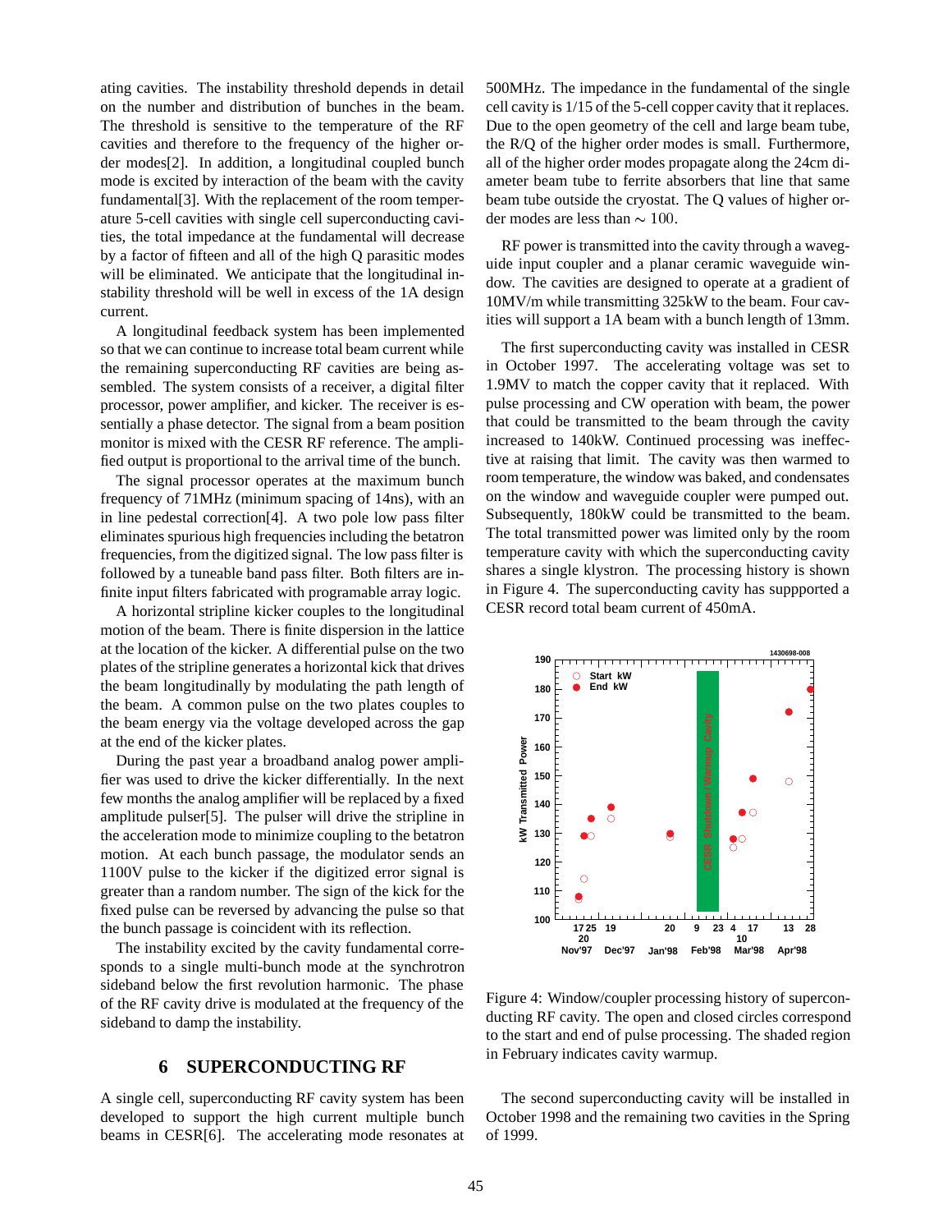ating cavities. The instability threshold depends in detail on the number and distribution of bunches in the beam. The threshold is sensitive to the temperature of the RF cavities and therefore to the frequency of the higher order modes[2]. In addition, a longitudinal coupled bunch mode is excited by interaction of the beam with the cavity fundamental[3]. With the replacement of the room temperature 5-cell cavities with single cell superconducting cavities, the total impedance at the fundamental will decrease by a factor of fifteen and all of the high Q parasitic modes will be eliminated. We anticipate that the longitudinal instability threshold will be well in excess of the 1A design current.

A longitudinal feedback system has been implemented so that we can continue to increase total beam current while the remaining superconducting RF cavities are being assembled. The system consists of a receiver, a digital filter processor, power amplifier, and kicker. The receiver is essentially a phase detector. The signal from a beam position monitor is mixed with the CESR RF reference. The amplified output is proportional to the arrival time of the bunch.

The signal processor operates at the maximum bunch frequency of 71MHz (minimum spacing of 14ns), with an in line pedestal correction[4]. A two pole low pass filter eliminates spurious high frequencies including the betatron frequencies, from the digitized signal. The low pass filter is followed by a tuneable band pass filter. Both filters are infinite input filters fabricated with programable array logic.

A horizontal stripline kicker couples to the longitudinal motion of the beam. There is finite dispersion in the lattice at the location of the kicker. A differential pulse on the two plates of the stripline generates a horizontal kick that drives the beam longitudinally by modulating the path length of the beam. A common pulse on the two plates couples to the beam energy via the voltage developed across the gap at the end of the kicker plates.

During the past year a broadband analog power amplifier was used to drive the kicker differentially. In the next few months the analog amplifier will be replaced by a fixed amplitude pulser[5]. The pulser will drive the stripline in the acceleration mode to minimize coupling to the betatron motion. At each bunch passage, the modulator sends an 1100V pulse to the kicker if the digitized error signal is greater than a random number. The sign of the kick for the fixed pulse can be reversed by advancing the pulse so that the bunch passage is coincident with its reflection.

The instability excited by the cavity fundamental corresponds to a single multi-bunch mode at the synchrotron sideband below the first revolution harmonic. The phase of the RF cavity drive is modulated at the frequency of the sideband to damp the instability.

## 6 SUPERCONDUCTING RF

A single cell, superconducting RF cavity system has been developed to support the high current multiple bunch beams in CESR[6]. The accelerating mode resonates at 500MHz. The impedance in the fundamental of the single cell cavity is 1/15 of the 5-cell copper cavity that it replaces. Due to the open geometry of the cell and large beam tube, the R/Q of the higher order modes is small. Furthermore, all of the higher order modes propagate along the 24cm diameter beam tube to ferrite absorbers that line that same beam tube outside the cryostat. The Q values of higher order modes are less than $\sim 100$.

RF power is transmitted into the cavity through a waveguide input coupler and a planar ceramic waveguide window. The cavities are designed to operate at a gradient of 10MV/m while transmitting 325kW to the beam. Four cavities will support a 1A beam with a bunch length of 13mm.

The first superconducting cavity was installed in CESR in October 1997. The accelerating voltage was set to 1.9MV to match the copper cavity that it replaced. With pulse processing and CW operation with beam, the power that could be transmitted to the beam through the cavity increased to 140kW. Continued processing was ineffective at raising that limit. The cavity was then warmed to room temperature, the window was baked, and condensates on the window and waveguide coupler were pumped out. Subsequently, 180kW could be transmitted to the beam. The total transmitted power was limited only by the room temperature cavity with which the superconducting cavity shares a single klystron. The processing history is shown in Figure 4. The superconducting cavity has suppported a CESR record total beam current of 450mA.

Figure 4: Window/coupler processing history of superconducting RF cavity. The open and closed circles correspond to the start and end of pulse processing. The shaded region in February indicates cavity warmup.

The second superconducting cavity will be installed in October 1998 and the remaining two cavities in the Spring of 1999.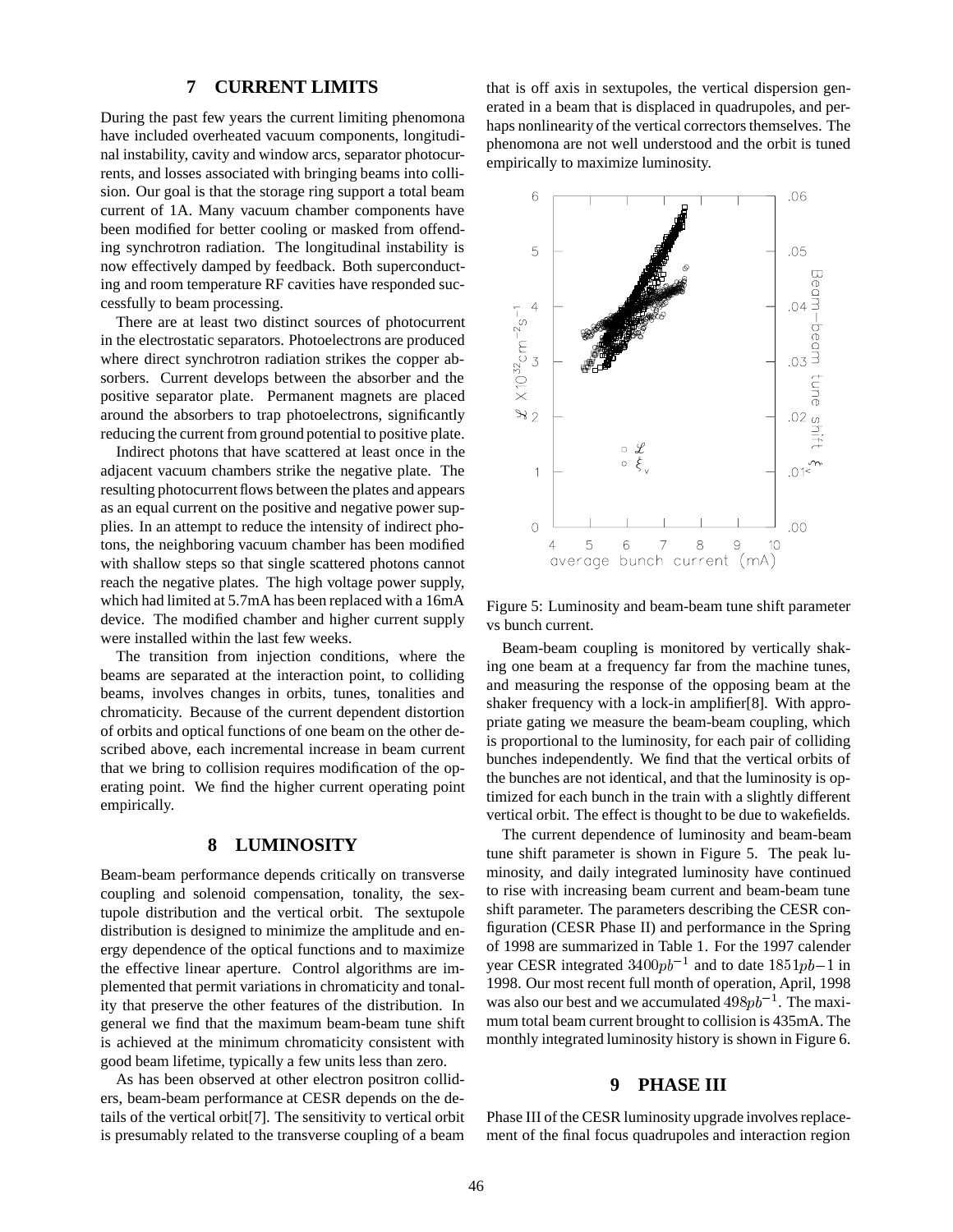## 7 CURRENT LIMITS

During the past few years the current limiting phenomona have included overheated vacuum components, longitudinal instability, cavity and window arcs, separator photocurrents, and losses associated with bringing beams into collision. Our goal is that the storage ring support a total beam current of 1A. Many vacuum chamber components have been modified for better cooling or masked from offending synchrotron radiation. The longitudinal instability is now effectively damped by feedback. Both superconducting and room temperature RF cavities have responded successfully to beam processing.

There are at least two distinct sources of photocurrent in the electrostatic separators. Photoelectrons are produced where direct synchrotron radiation strikes the copper absorbers. Current develops between the absorber and the positive separator plate. Permanent magnets are placed around the absorbers to trap photoelectrons, significantly reducing the current from ground potential to positive plate.

Indirect photons that have scattered at least once in the adjacent vacuum chambers strike the negative plate. The resulting photocurrent flows between the plates and appears as an equal current on the positive and negative power supplies. In an attempt to reduce the intensity of indirect photons, the neighboring vacuum chamber has been modified with shallow steps so that single scattered photons cannot reach the negative plates. The high voltage power supply, which had limited at 5.7mA has been replaced with a 16mA device. The modified chamber and higher current supply were installed within the last few weeks.

The transition from injection conditions, where the beams are separated at the interaction point, to colliding beams, involves changes in orbits, tunes, tonalities and chromaticity. Because of the current dependent distortion of orbits and optical functions of one beam on the other described above, each incremental increase in beam current that we bring to collision requires modification of the operating point. We find the higher current operating point empirically.

## 8 LUMINOSITY

Beam-beam performance depends critically on transverse coupling and solenoid compensation, tonality, the sextupole distribution and the vertical orbit. The sextupole distribution is designed to minimize the amplitude and energy dependence of the optical functions and to maximize the effective linear aperture. Control algorithms are implemented that permit variations in chromaticity and tonality that preserve the other features of the distribution. In general we find that the maximum beam-beam tune shift is achieved at the minimum chromaticity consistent with good beam lifetime, typically a few units less than zero.

As has been observed at other electron positron colliders, beam-beam performance at CESR depends on the details of the vertical orbit[7]. The sensitivity to vertical orbit is presumably related to the transverse coupling of a beam that is off axis in sextupoles, the vertical dispersion generated in a beam that is displaced in quadrupoles, and perhaps nonlinearity of the vertical correctors themselves. The phenomona are not well understood and the orbit is tuned empirically to maximize luminosity.

Figure 5: Luminosity and beam-beam tune shift parameter vs bunch current.

Beam-beam coupling is monitored by vertically shaking one beam at a frequency far from the machine tunes, and measuring the response of the opposing beam at the shaker frequency with a lock-in amplifier[8]. With appropriate gating we measure the beam-beam coupling, which is proportional to the luminosity, for each pair of colliding bunches independently. We find that the vertical orbits of the bunches are not identical, and that the luminosity is optimized for each bunch in the train with a slightly different vertical orbit. The effect is thought to be due to wakefields.

The current dependence of luminosity and beam-beam tune shift parameter is shown in Figure 5. The peak luminosity, and daily integrated luminosity have continued to rise with increasing beam current and beam-beam tune shift parameter. The parameters describing the CESR configuration (CESR Phase II) and performance in the Spring of 1998 are summarized in Table 1. For the 1997 calender year CESR integrated $3400pb^{-1}$ and to date $1851pb-1$ in 1998. Our most recent full month of operation, April, 1998 was also our best and we accumulated $498pb^{-1}$. The maximum total beam current brought to collision is 435mA. The monthly integrated luminosity history is shown in Figure 6.

## 9 PHASE III

Phase III of the CESR luminosity upgrade involves replacement of the final focus quadrupoles and interaction region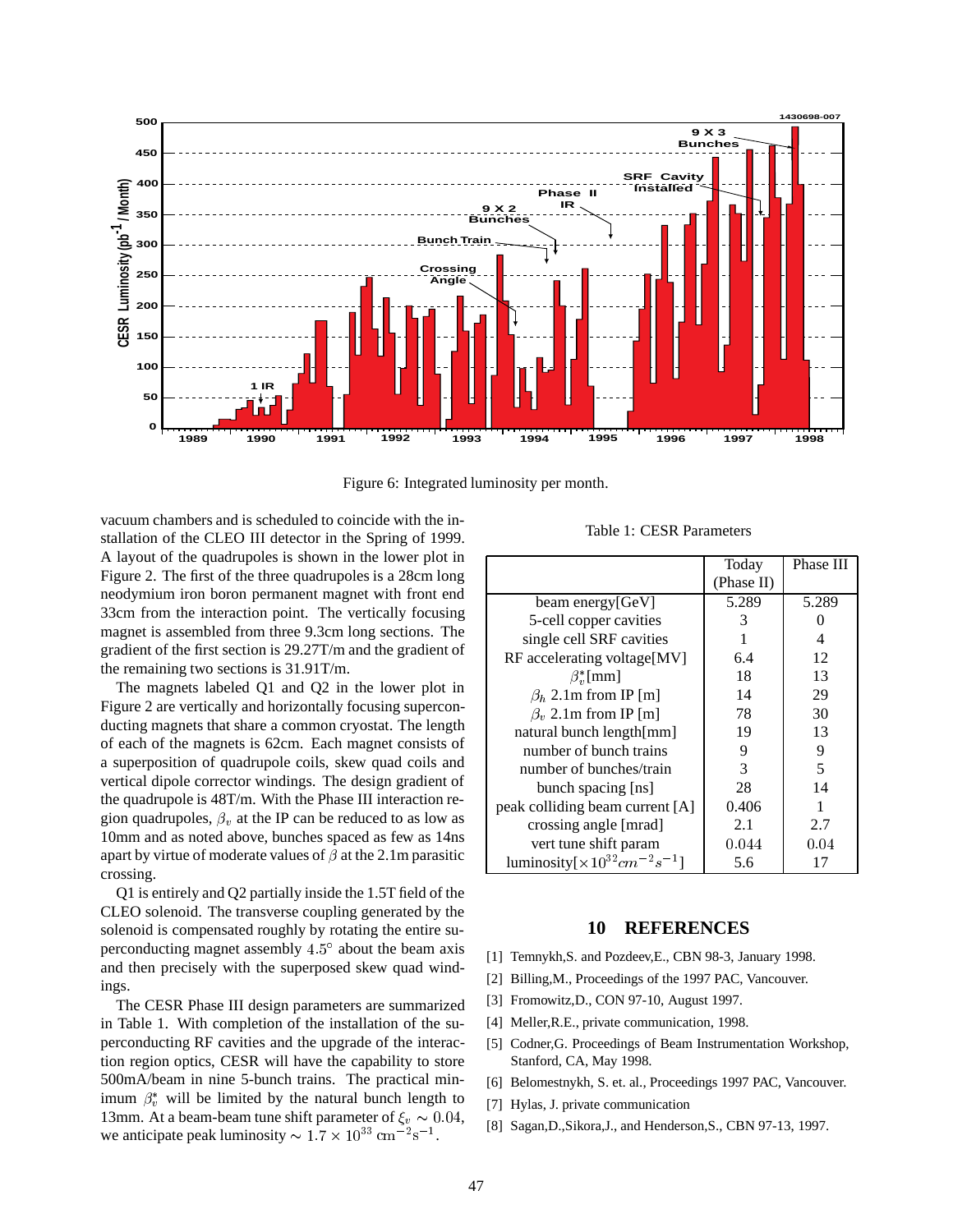1430698-007

500

450

400

350

300

250

200

150

100

50

0

CESR Luminosity (pb$^{-1}$/ Month)

1989 1990 1991 1992 1993 1994 1995 1996 1997 1998

1 IR

Crossing Angle

Bunch Train

9 X 2 Bunches

Phase II IR

SRF Cavity Installed

9 X 3 Bunches

Figure 6: Integrated luminosity per month.

vacuum chambers and is scheduled to coincide with the installation of the CLEO III detector in the Spring of 1999. A layout of the quadrupoles is shown in the lower plot in Figure 2. The first of the three quadrupoles is a 28cm long neodymium iron boron permanent magnet with front end 33cm from the interaction point. The vertically focusing magnet is assembled from three 9.3cm long sections. The gradient of the first section is 29.27T/m and the gradient of the remaining two sections is 31.91T/m.

The magnets labeled Q1 and Q2 in the lower plot in Figure 2 are vertically and horizontally focusing superconducting magnets that share a common cryostat. The length of each of the magnets is 62cm. Each magnet consists of a superposition of quadrupole coils, skew quad coils and vertical dipole corrector windings. The design gradient of the quadrupole is 48T/m. With the Phase III interaction region quadrupoles, $\beta_v$ at the IP can be reduced to as low as 10mm and as noted above, bunches spaced as few as 14ns apart by virtue of moderate values of $\beta$ at the 2.1m parasitic crossing.

Q1 is entirely and Q2 partially inside the 1.5T field of the CLEO solenoid. The transverse coupling generated by the solenoid is compensated roughly by rotating the entire superconducting magnet assembly $4.5^\circ$ about the beam axis and then precisely with the superposed skew quad windings.

The CESR Phase III design parameters are summarized in Table 1. With completion of the installation of the superconducting RF cavities and the upgrade of the interaction region optics, CESR will have the capability to store 500mA/beam in nine 5-bunch trains. The practical minimum $\beta_v^*$ will be limited by the natural bunch length to 13mm. At a beam-beam tune shift parameter of $\xi_v \sim 0.04$, we anticipate peak luminosity $\sim 1.7 \times 10^{33}$ cm$^{-2}$s$^{-1}$.

Table 1: CESR Parameters

| | Today (Phase II) | Phase III |
|---|---|---|
| beam energy[GeV] | 5.289 | 5.289 |
| 5-cell copper cavities | 3 | 0 |
| single cell SRF cavities | 1 | 4 |
| RF accelerating voltage[MV] | 6.4 | 12 |
| $\beta_v^*$[mm] | 18 | 13 |
| $\beta_h$ 2.1m from IP [m] | 14 | 29 |
| $\beta_v$ 2.1m from IP [m] | 78 | 30 |
| natural bunch length[mm] | 19 | 13 |
| number of bunch trains | 9 | 9 |
| number of bunches/train | 3 | 5 |
| bunch spacing [ns] | 28 | 14 |
| peak colliding beam current [A] | 0.406 | 1 |
| crossing angle [mrad] | 2.1 | 2.7 |
| vert tune shift param | 0.044 | 0.04 |
| luminosity[$\times 10^{32} cm^{-2}s^{-1}$] | 5.6 | 17 |

## 10 REFERENCES

[1] Temnykh,S. and Pozdeev,E., CBN 98-3, January 1998.

[2] Billing,M., Proceedings of the 1997 PAC, Vancouver.

[3] Fromowitz,D., CON 97-10, August 1997.

[4] Meller,R.E., private communication, 1998.

[5] Codner,G. Proceedings of Beam Instrumentation Workshop, Stanford, CA, May 1998.

[6] Belomestnykh, S. et. al., Proceedings 1997 PAC, Vancouver.

[7] Hylas, J. private communication

[8] Sagan,D.,Sikora,J., and Henderson,S., CBN 97-13, 1997.